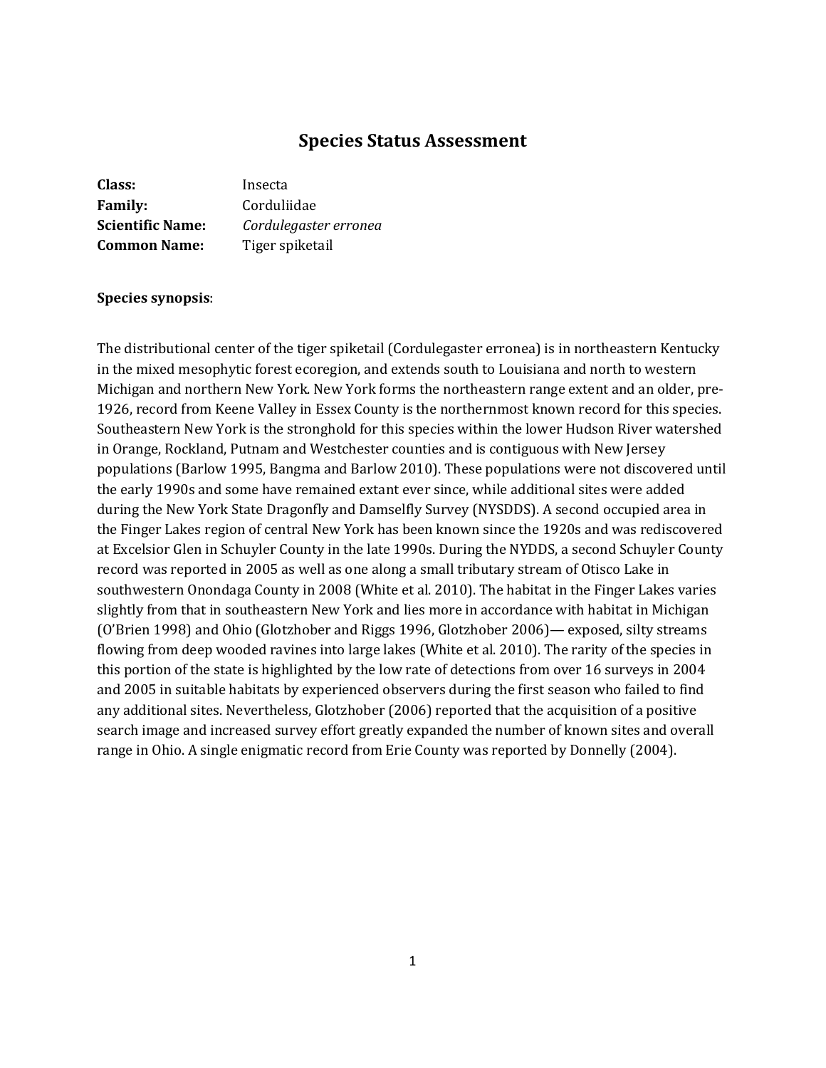# Species Status Assessment

**Class:** Insecta
**Family:** Corduliidae
**Scientific Name:** *Cordulegaster erronea*
**Common Name:** Tiger spiketail

**Species synopsis**:

The distributional center of the tiger spiketail (Cordulegaster erronea) is in northeastern Kentucky in the mixed mesophytic forest ecoregion, and extends south to Louisiana and north to western Michigan and northern New York. New York forms the northeastern range extent and an older, pre-1926, record from Keene Valley in Essex County is the northernmost known record for this species. Southeastern New York is the stronghold for this species within the lower Hudson River watershed in Orange, Rockland, Putnam and Westchester counties and is contiguous with New Jersey populations (Barlow 1995, Bangma and Barlow 2010). These populations were not discovered until the early 1990s and some have remained extant ever since, while additional sites were added during the New York State Dragonfly and Damselfly Survey (NYSDDS). A second occupied area in the Finger Lakes region of central New York has been known since the 1920s and was rediscovered at Excelsior Glen in Schuyler County in the late 1990s. During the NYDDS, a second Schuyler County record was reported in 2005 as well as one along a small tributary stream of Otisco Lake in southwestern Onondaga County in 2008 (White et al. 2010). The habitat in the Finger Lakes varies slightly from that in southeastern New York and lies more in accordance with habitat in Michigan (O'Brien 1998) and Ohio (Glotzhober and Riggs 1996, Glotzhober 2006)— exposed, silty streams flowing from deep wooded ravines into large lakes (White et al. 2010). The rarity of the species in this portion of the state is highlighted by the low rate of detections from over 16 surveys in 2004 and 2005 in suitable habitats by experienced observers during the first season who failed to find any additional sites. Nevertheless, Glotzhober (2006) reported that the acquisition of a positive search image and increased survey effort greatly expanded the number of known sites and overall range in Ohio. A single enigmatic record from Erie County was reported by Donnelly (2004).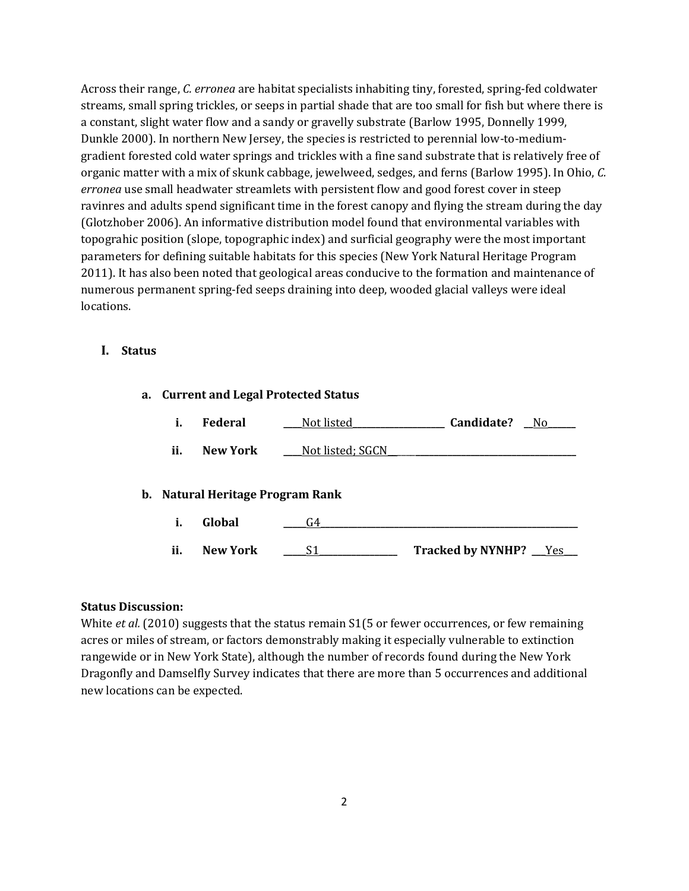Across their range, *C. erronea* are habitat specialists inhabiting tiny, forested, spring-fed coldwater streams, small spring trickles, or seeps in partial shade that are too small for fish but where there is a constant, slight water flow and a sandy or gravelly substrate (Barlow 1995, Donnelly 1999, Dunkle 2000). In northern New Jersey, the species is restricted to perennial low-to-medium-gradient forested cold water springs and trickles with a fine sand substrate that is relatively free of organic matter with a mix of skunk cabbage, jewelweed, sedges, and ferns (Barlow 1995). In Ohio, *C. erronea* use small headwater streamlets with persistent flow and good forest cover in steep ravinres and adults spend significant time in the forest canopy and flying the stream during the day (Glotzhober 2006). An informative distribution model found that environmental variables with topograhic position (slope, topographic index) and surficial geography were the most important parameters for defining suitable habitats for this species (New York Natural Heritage Program 2011). It has also been noted that geological areas conducive to the formation and maintenance of numerous permanent spring-fed seeps draining into deep, wooded glacial valleys were ideal locations.

## I. Status

### a. Current and Legal Protected Status

i. **Federal** ____Not listed____________________ **Candidate?** __No______

ii. **New York** ____Not listed; SGCN________________________________________

### b. Natural Heritage Program Rank

i. **Global** _____G4__________________________________________________________

ii. **New York** _____S1_________________ **Tracked by NYNHP?** ___Yes___

**Status Discussion:**

White *et al.* (2010) suggests that the status remain S1(5 or fewer occurrences, or few remaining acres or miles of stream, or factors demonstrably making it especially vulnerable to extinction rangewide or in New York State), although the number of records found during the New York Dragonfly and Damselfly Survey indicates that there are more than 5 occurrences and additional new locations can be expected.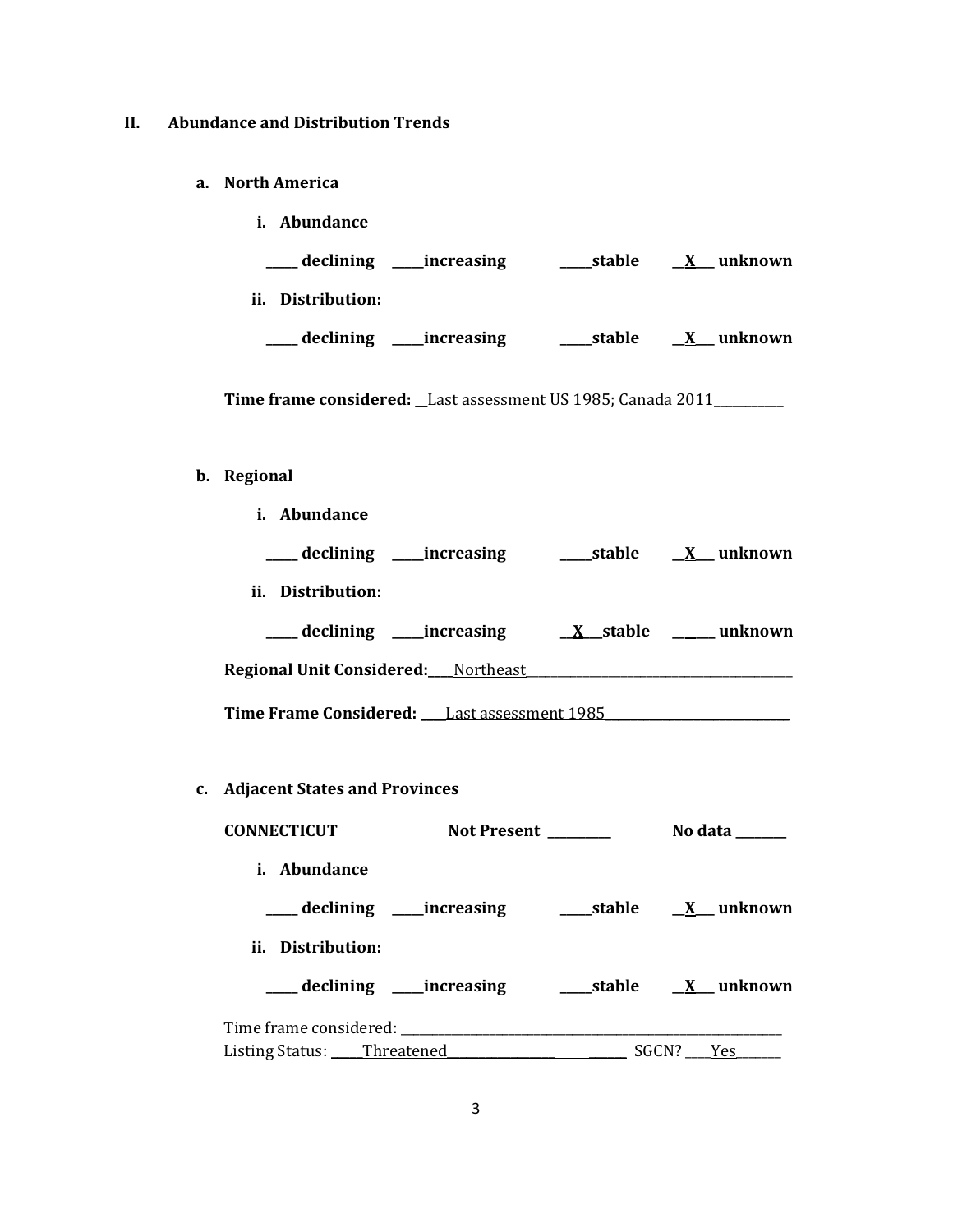## II. Abundance and Distribution Trends

### a. North America

**i. Abundance**

**_____ declining _____increasing _____stable __X___ unknown**

**ii. Distribution:**

**_____ declining _____increasing _____stable __X___ unknown**

**Time frame considered:** __Last assessment US 1985; Canada 2011__________

### b. Regional

**i. Abundance**

**_____ declining _____increasing _____stable __X___ unknown**

**ii. Distribution:**

**_____ declining _____increasing __X___stable _____ unknown**

**Regional Unit Considered:**____Northeast__________________________________________

**Time Frame Considered:** ____Last assessment 1985____________________________

### c. Adjacent States and Provinces

**CONNECTICUT** **Not Present** _________ **No data** _______

**i. Abundance**

**_____ declining _____increasing _____stable __X___ unknown**

**ii. Distribution:**

**_____ declining _____increasing _____stable __X___ unknown**

Time frame considered: ____________________________________________________________

Listing Status: _____Threatened_________________________ SGCN? ____Yes_______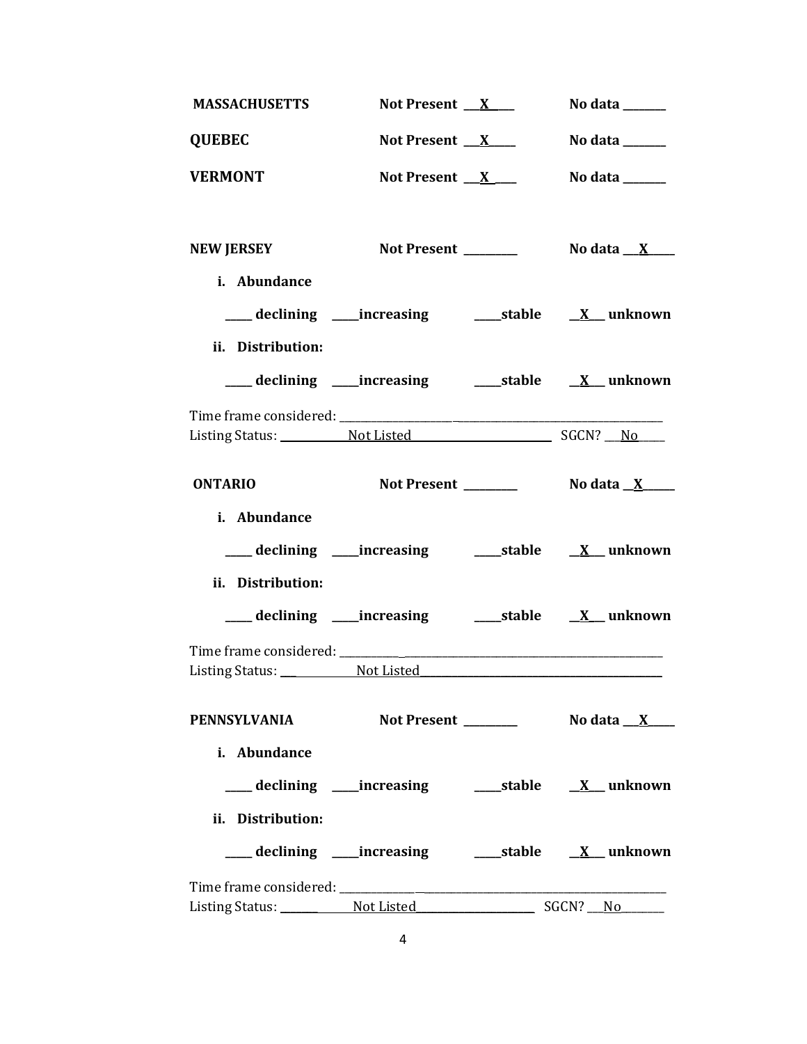**MASSACHUSETTS** **Not Present** __X__ **No data** ______

**QUEBEC** **Not Present** __X__ **No data** ______

**VERMONT** **Not Present** __X__ **No data** ______

**NEW JERSEY** **Not Present** ______ **No data** __X__

**i. Abundance**

____ **declining** ____ **increasing** ____ **stable** __X__ **unknown**

**ii. Distribution:**

____ **declining** ____ **increasing** ____ **stable** __X__ **unknown**

Time frame considered: ______________________________

Listing Status: Not Listed SGCN? No

**ONTARIO** **Not Present** ______ **No data** __X__

**i. Abundance**

____ **declining** ____ **increasing** ____ **stable** __X__ **unknown**

**ii. Distribution:**

____ **declining** ____ **increasing** ____ **stable** __X__ **unknown**

Time frame considered: ______________________________

Listing Status: Not Listed

**PENNSYLVANIA** **Not Present** ______ **No data** __X__

**i. Abundance**

____ **declining** ____ **increasing** ____ **stable** __X__ **unknown**

**ii. Distribution:**

____ **declining** ____ **increasing** ____ **stable** __X__ **unknown**

Time frame considered: ______________________________

Listing Status: Not Listed SGCN? No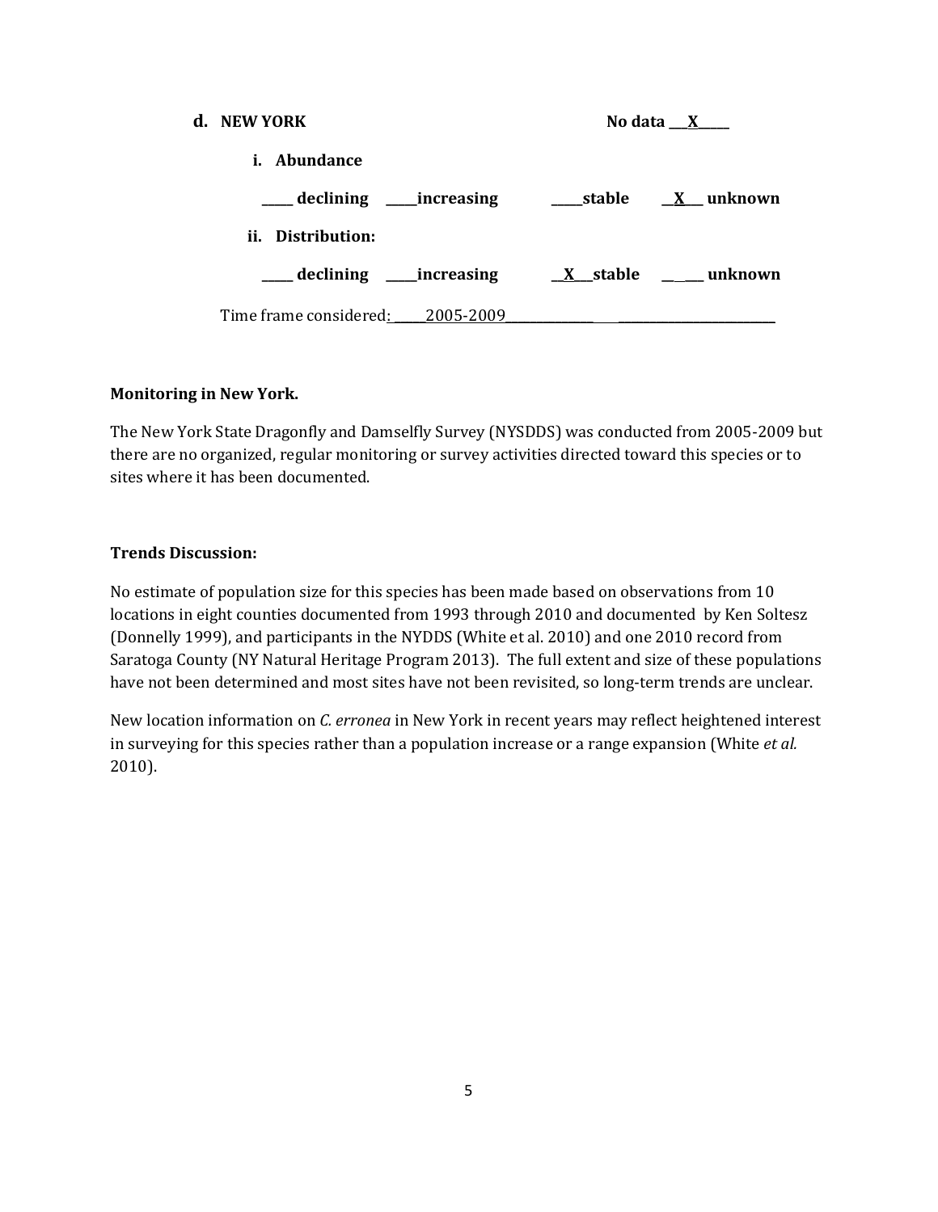**d. NEW YORK** No data \_\_\_X\_\_\_\_\_

**i. Abundance**

**\_\_\_\_\_ declining \_\_\_\_\_increasing \_\_\_\_\_stable \_\_X\_\_\_ unknown**

**ii. Distribution:**

**\_\_\_\_\_ declining \_\_\_\_\_increasing \_\_X\_\_\_stable \_\_\_\_\_ unknown**

Time frame considered: \_\_\_\_\_\_2005-2009\_\_\_\_\_\_\_\_\_\_\_\_\_\_\_\_\_\_\_\_\_\_\_\_\_\_\_\_\_\_\_\_\_\_\_\_\_\_\_\_\_\_\_\_\_

**Monitoring in New York.**

The New York State Dragonfly and Damselfly Survey (NYSDDS) was conducted from 2005-2009 but there are no organized, regular monitoring or survey activities directed toward this species or to sites where it has been documented.

**Trends Discussion:**

No estimate of population size for this species has been made based on observations from 10 locations in eight counties documented from 1993 through 2010 and documented by Ken Soltesz (Donnelly 1999), and participants in the NYDDS (White et al. 2010) and one 2010 record from Saratoga County (NY Natural Heritage Program 2013). The full extent and size of these populations have not been determined and most sites have not been revisited, so long-term trends are unclear.

New location information on *C. erronea* in New York in recent years may reflect heightened interest in surveying for this species rather than a population increase or a range expansion (White *et al.* 2010).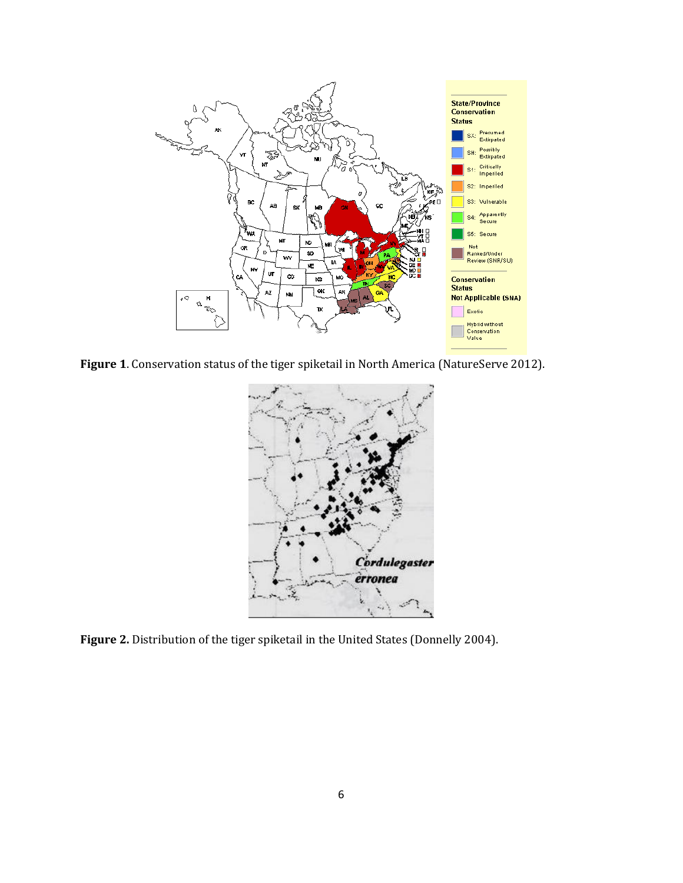**Figure 1**. Conservation status of the tiger spiketail in North America (NatureServe 2012).

**Figure 2.** Distribution of the tiger spiketail in the United States (Donnelly 2004).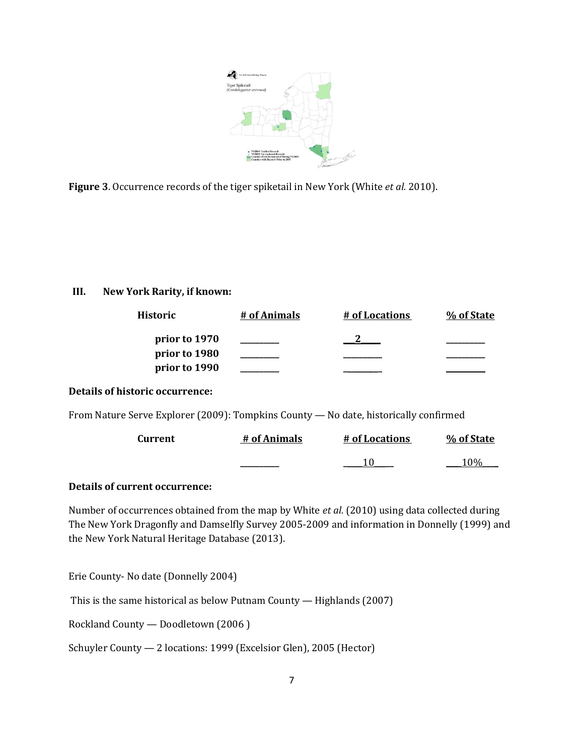**Figure 3**. Occurrence records of the tiger spiketail in New York (White *et al.* 2010).

## III. New York Rarity, if known:

| Historic | # of Animals | # of Locations | % of State |
|---|---|---|---|
| prior to 1970 | ________ | __2____ | ________ |
| prior to 1980 | ________ | ________ | ________ |
| prior to 1990 | ________ | ________ | ________ |

**Details of historic occurrence:**

From Nature Serve Explorer (2009): Tompkins County — No date, historically confirmed

| Current | # of Animals | # of Locations | % of State |
|---|---|---|---|
| | ________ | ____10____ | ____10%____ |

**Details of current occurrence:**

Number of occurrences obtained from the map by White *et al.* (2010) using data collected during The New York Dragonfly and Damselfly Survey 2005-2009 and information in Donnelly (1999) and the New York Natural Heritage Database (2013).

Erie County- No date (Donnelly 2004)

This is the same historical as below Putnam County — Highlands (2007)

Rockland County — Doodletown (2006 )

Schuyler County — 2 locations: 1999 (Excelsior Glen), 2005 (Hector)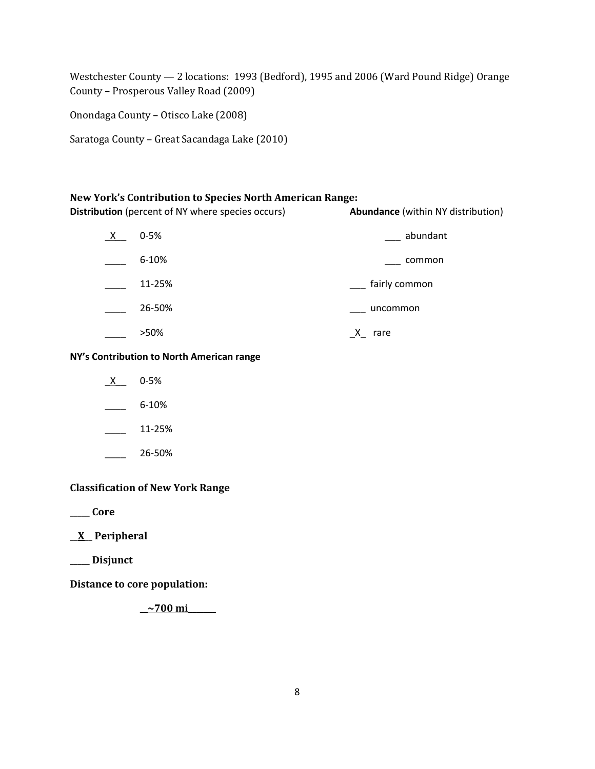Westchester County — 2 locations: 1993 (Bedford), 1995 and 2006 (Ward Pound Ridge) Orange County – Prosperous Valley Road (2009)

Onondaga County – Otisco Lake (2008)

Saratoga County – Great Sacandaga Lake (2010)

**New York's Contribution to Species North American Range:**

| **Distribution** (percent of NY where species occurs) | | **Abundance** (within NY distribution) |
|---|---|---|
| _X__ | 0-5% | ___ abundant |
| ____ | 6-10% | ___ common |
| ____ | 11-25% | ___ fairly common |
| ____ | 26-50% | ___ uncommon |
| ____ | >50% | _X_ rare |

**NY's Contribution to North American range**

_X__ 0-5%

____ 6-10%

____ 11-25%

____ 26-50%

**Classification of New York Range**

**____ Core**

**__X__ Peripheral**

**____ Disjunct**

**Distance to core population:**

**__~700 mi______**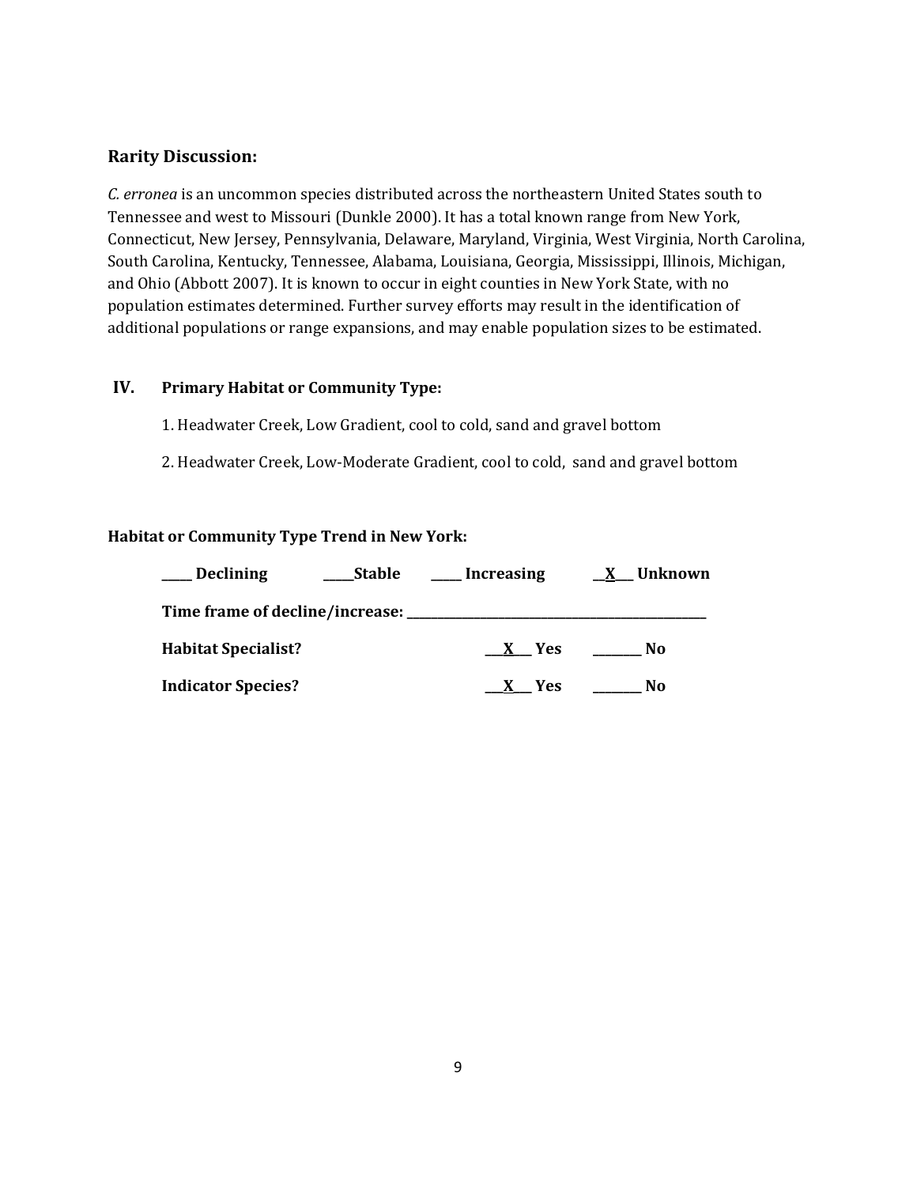**Rarity Discussion:**

*C. erronea* is an uncommon species distributed across the northeastern United States south to Tennessee and west to Missouri (Dunkle 2000). It has a total known range from New York, Connecticut, New Jersey, Pennsylvania, Delaware, Maryland, Virginia, West Virginia, North Carolina, South Carolina, Kentucky, Tennessee, Alabama, Louisiana, Georgia, Mississippi, Illinois, Michigan, and Ohio (Abbott 2007). It is known to occur in eight counties in New York State, with no population estimates determined. Further survey efforts may result in the identification of additional populations or range expansions, and may enable population sizes to be estimated.

## IV. Primary Habitat or Community Type:

1. Headwater Creek, Low Gradient, cool to cold, sand and gravel bottom

2. Headwater Creek, Low-Moderate Gradient, cool to cold, sand and gravel bottom

**Habitat or Community Type Trend in New York:**

**_____ Declining** **_____Stable** **_____ Increasing** **__X___ Unknown**

**Time frame of decline/increase: ________________________________________________**

**Habitat Specialist?** **___X___ Yes** **________ No**

**Indicator Species?** **___X___ Yes** **________ No**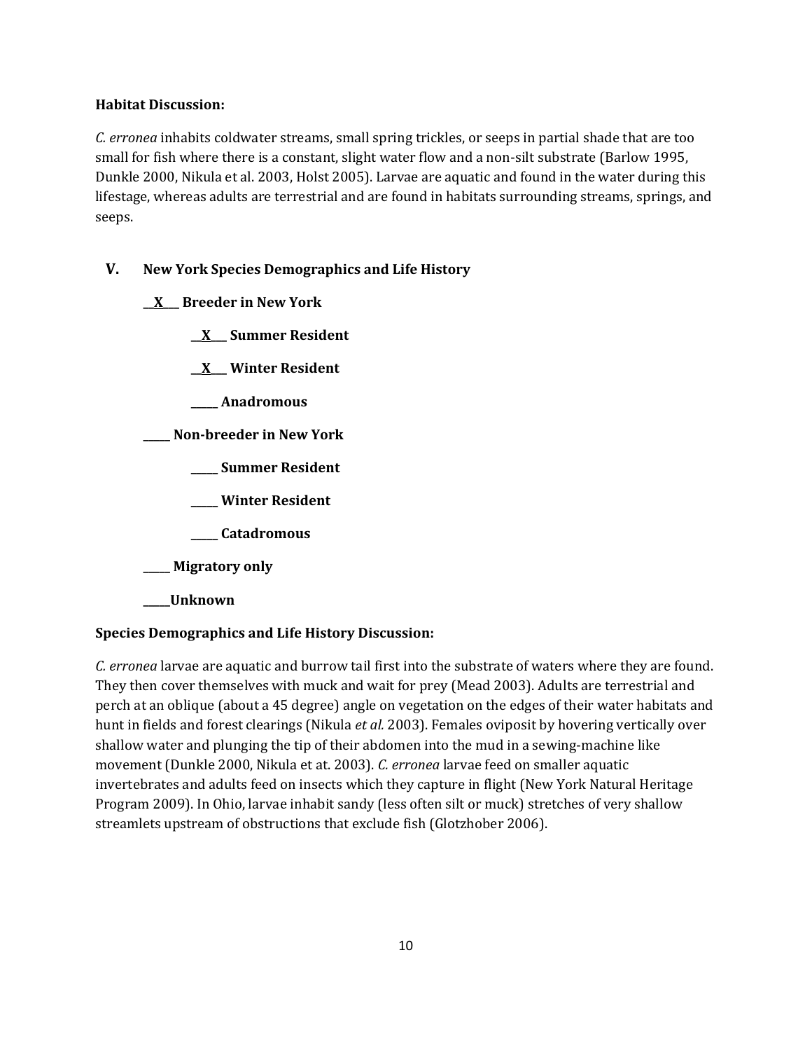**Habitat Discussion:**

*C. erronea* inhabits coldwater streams, small spring trickles, or seeps in partial shade that are too small for fish where there is a constant, slight water flow and a non-silt substrate (Barlow 1995, Dunkle 2000, Nikula et al. 2003, Holst 2005). Larvae are aquatic and found in the water during this lifestage, whereas adults are terrestrial and are found in habitats surrounding streams, springs, and seeps.

## V. New York Species Demographics and Life History

**__X___ Breeder in New York**

- **__X___ Summer Resident**
- **__X___ Winter Resident**
- **_____ Anadromous**

**_____ Non-breeder in New York**

- **_____ Summer Resident**
- **_____ Winter Resident**
- **_____ Catadromous**

**_____ Migratory only**

**_____Unknown**

**Species Demographics and Life History Discussion:**

*C. erronea* larvae are aquatic and burrow tail first into the substrate of waters where they are found. They then cover themselves with muck and wait for prey (Mead 2003). Adults are terrestrial and perch at an oblique (about a 45 degree) angle on vegetation on the edges of their water habitats and hunt in fields and forest clearings (Nikula *et al.* 2003). Females oviposit by hovering vertically over shallow water and plunging the tip of their abdomen into the mud in a sewing-machine like movement (Dunkle 2000, Nikula et at. 2003). *C. erronea* larvae feed on smaller aquatic invertebrates and adults feed on insects which they capture in flight (New York Natural Heritage Program 2009). In Ohio, larvae inhabit sandy (less often silt or muck) stretches of very shallow streamlets upstream of obstructions that exclude fish (Glotzhober 2006).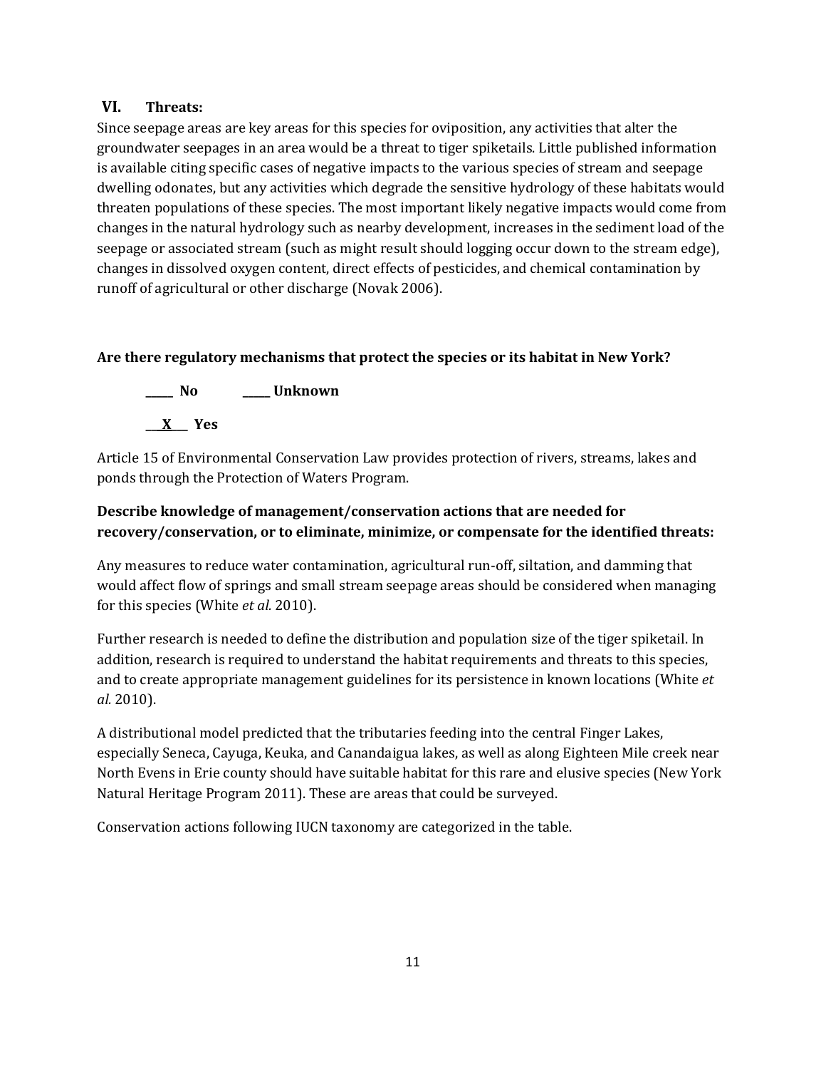## VI. Threats:

Since seepage areas are key areas for this species for oviposition, any activities that alter the groundwater seepages in an area would be a threat to tiger spiketails. Little published information is available citing specific cases of negative impacts to the various species of stream and seepage dwelling odonates, but any activities which degrade the sensitive hydrology of these habitats would threaten populations of these species. The most important likely negative impacts would come from changes in the natural hydrology such as nearby development, increases in the sediment load of the seepage or associated stream (such as might result should logging occur down to the stream edge), changes in dissolved oxygen content, direct effects of pesticides, and chemical contamination by runoff of agricultural or other discharge (Novak 2006).

**Are there regulatory mechanisms that protect the species or its habitat in New York?**

**\_\_\_\_\_ No &nbsp;&nbsp;&nbsp;&nbsp;&nbsp; \_\_\_\_\_ Unknown**

**\_\_X\_\_ Yes**

Article 15 of Environmental Conservation Law provides protection of rivers, streams, lakes and ponds through the Protection of Waters Program.

**Describe knowledge of management/conservation actions that are needed for recovery/conservation, or to eliminate, minimize, or compensate for the identified threats:**

Any measures to reduce water contamination, agricultural run-off, siltation, and damming that would affect flow of springs and small stream seepage areas should be considered when managing for this species (White *et al.* 2010).

Further research is needed to define the distribution and population size of the tiger spiketail. In addition, research is required to understand the habitat requirements and threats to this species, and to create appropriate management guidelines for its persistence in known locations (White *et al.* 2010).

A distributional model predicted that the tributaries feeding into the central Finger Lakes, especially Seneca, Cayuga, Keuka, and Canandaigua lakes, as well as along Eighteen Mile creek near North Evens in Erie county should have suitable habitat for this rare and elusive species (New York Natural Heritage Program 2011). These are areas that could be surveyed.

Conservation actions following IUCN taxonomy are categorized in the table.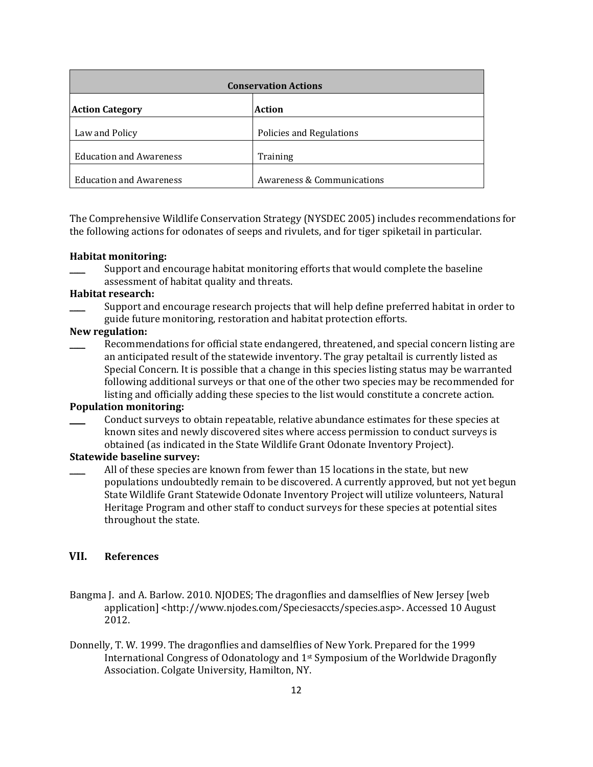| Conservation Actions | |
|---|---|
| **Action Category** | **Action** |
| Law and Policy | Policies and Regulations |
| Education and Awareness | Training |
| Education and Awareness | Awareness & Communications |

The Comprehensive Wildlife Conservation Strategy (NYSDEC 2005) includes recommendations for the following actions for odonates of seeps and rivulets, and for tiger spiketail in particular.

**Habitat monitoring:**

____ Support and encourage habitat monitoring efforts that would complete the baseline assessment of habitat quality and threats.

**Habitat research:**

____ Support and encourage research projects that will help define preferred habitat in order to guide future monitoring, restoration and habitat protection efforts.

**New regulation:**

____ Recommendations for official state endangered, threatened, and special concern listing are an anticipated result of the statewide inventory. The gray petaltail is currently listed as Special Concern. It is possible that a change in this species listing status may be warranted following additional surveys or that one of the other two species may be recommended for listing and officially adding these species to the list would constitute a concrete action.

**Population monitoring:**

____ Conduct surveys to obtain repeatable, relative abundance estimates for these species at known sites and newly discovered sites where access permission to conduct surveys is obtained (as indicated in the State Wildlife Grant Odonate Inventory Project).

**Statewide baseline survey:**

____ All of these species are known from fewer than 15 locations in the state, but new populations undoubtedly remain to be discovered. A currently approved, but not yet begun State Wildlife Grant Statewide Odonate Inventory Project will utilize volunteers, Natural Heritage Program and other staff to conduct surveys for these species at potential sites throughout the state.

## VII. References

Bangma J. and A. Barlow. 2010. NJODES; The dragonflies and damselflies of New Jersey [web application] <http://www.njodes.com/Speciesaccts/species.asp>. Accessed 10 August 2012.

Donnelly, T. W. 1999. The dragonflies and damselflies of New York. Prepared for the 1999 International Congress of Odonatology and 1st Symposium of the Worldwide Dragonfly Association. Colgate University, Hamilton, NY.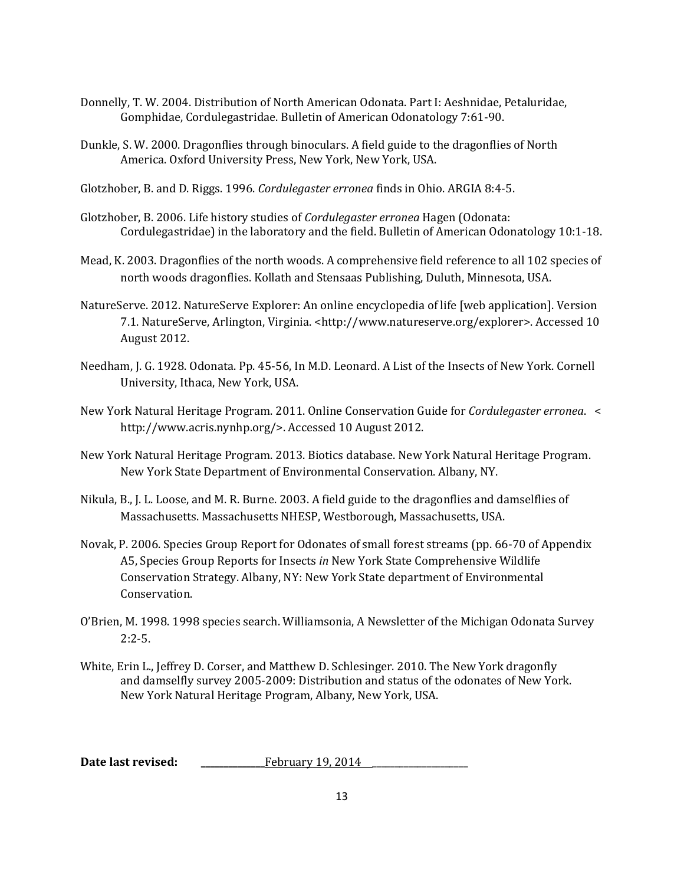Donnelly, T. W. 2004. Distribution of North American Odonata. Part I: Aeshnidae, Petaluridae, Gomphidae, Cordulegastridae. Bulletin of American Odonatology 7:61-90.

Dunkle, S. W. 2000. Dragonflies through binoculars. A field guide to the dragonflies of North America. Oxford University Press, New York, New York, USA.

Glotzhober, B. and D. Riggs. 1996. *Cordulegaster erronea* finds in Ohio. ARGIA 8:4-5.

Glotzhober, B. 2006. Life history studies of *Cordulegaster erronea* Hagen (Odonata: Cordulegastridae) in the laboratory and the field. Bulletin of American Odonatology 10:1-18.

Mead, K. 2003. Dragonflies of the north woods. A comprehensive field reference to all 102 species of north woods dragonflies. Kollath and Stensaas Publishing, Duluth, Minnesota, USA.

NatureServe. 2012. NatureServe Explorer: An online encyclopedia of life [web application]. Version 7.1. NatureServe, Arlington, Virginia. <http://www.natureserve.org/explorer>. Accessed 10 August 2012.

Needham, J. G. 1928. Odonata. Pp. 45-56, In M.D. Leonard. A List of the Insects of New York. Cornell University, Ithaca, New York, USA.

New York Natural Heritage Program. 2011. Online Conservation Guide for *Cordulegaster erronea*. < http://www.acris.nynhp.org/>. Accessed 10 August 2012.

New York Natural Heritage Program. 2013. Biotics database. New York Natural Heritage Program. New York State Department of Environmental Conservation. Albany, NY.

Nikula, B., J. L. Loose, and M. R. Burne. 2003. A field guide to the dragonflies and damselflies of Massachusetts. Massachusetts NHESP, Westborough, Massachusetts, USA.

Novak, P. 2006. Species Group Report for Odonates of small forest streams (pp. 66-70 of Appendix A5, Species Group Reports for Insects *in* New York State Comprehensive Wildlife Conservation Strategy. Albany, NY: New York State department of Environmental Conservation.

O'Brien, M. 1998. 1998 species search. Williamsonia, A Newsletter of the Michigan Odonata Survey 2:2-5.

White, Erin L., Jeffrey D. Corser, and Matthew D. Schlesinger. 2010. The New York dragonfly and damselfly survey 2005-2009: Distribution and status of the odonates of New York. New York Natural Heritage Program, Albany, New York, USA.

**Date last revised:** February 19, 2014